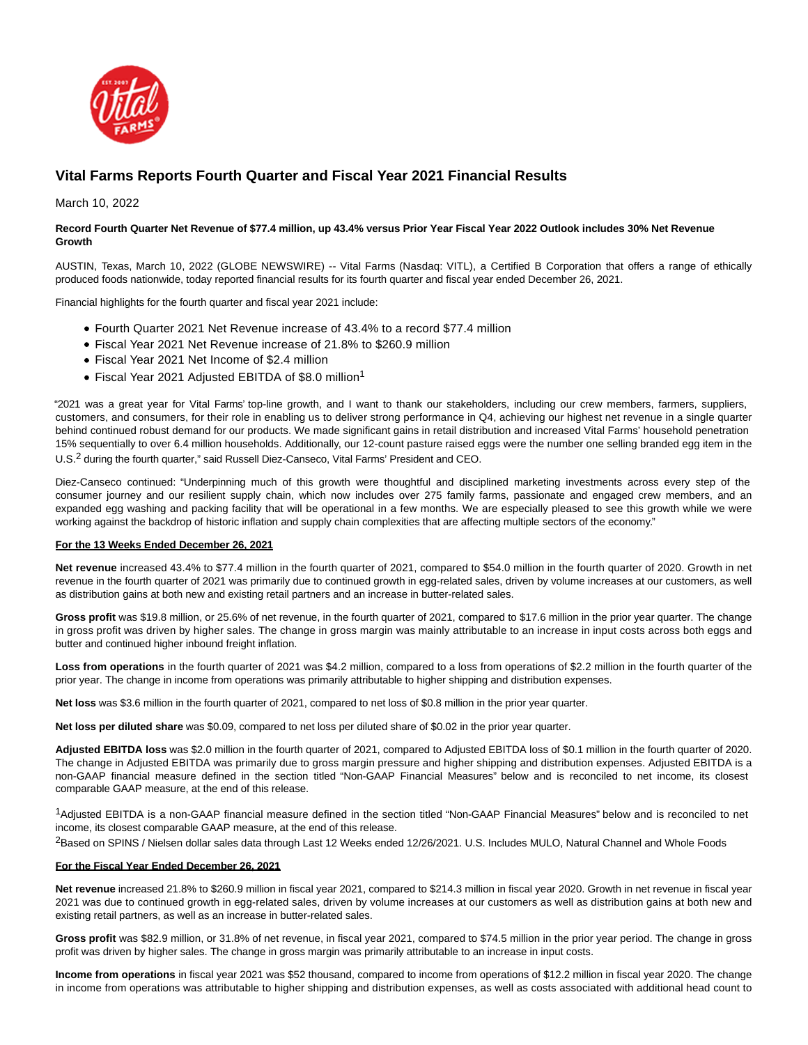# Vital Farms Reports Fourth Quarter and Fiscal Year 2021 Financial Results

March 10, 2022

**Record Fourth Quarter Net Revenue of $77.4 million, up 43.4% versus Prior Year Fiscal Year 2022 Outlook includes 30% Net Revenue Growth**

AUSTIN, Texas, March 10, 2022 (GLOBE NEWSWIRE) -- Vital Farms (Nasdaq: VITL), a Certified B Corporation that offers a range of ethically produced foods nationwide, today reported financial results for its fourth quarter and fiscal year ended December 26, 2021.

Financial highlights for the fourth quarter and fiscal year 2021 include:

- Fourth Quarter 2021 Net Revenue increase of 43.4% to a record $77.4 million
- Fiscal Year 2021 Net Revenue increase of 21.8% to $260.9 million
- Fiscal Year 2021 Net Income of $2.4 million
- Fiscal Year 2021 Adjusted EBITDA of $8.0 million[1]

"2021 was a great year for Vital Farms' top-line growth, and I want to thank our stakeholders, including our crew members, farmers, suppliers, customers, and consumers, for their role in enabling us to deliver strong performance in Q4, achieving our highest net revenue in a single quarter behind continued robust demand for our products. We made significant gains in retail distribution and increased Vital Farms' household penetration 15% sequentially to over 6.4 million households. Additionally, our 12-count pasture raised eggs were the number one selling branded egg item in the U.S.[2] during the fourth quarter," said Russell Diez-Canseco, Vital Farms' President and CEO.

Diez-Canseco continued: "Underpinning much of this growth were thoughtful and disciplined marketing investments across every step of the consumer journey and our resilient supply chain, which now includes over 275 family farms, passionate and engaged crew members, and an expanded egg washing and packing facility that will be operational in a few months. We are especially pleased to see this growth while we were working against the backdrop of historic inflation and supply chain complexities that are affecting multiple sectors of the economy."

**For the 13 Weeks Ended December 26, 2021**

**Net revenue** increased 43.4% to $77.4 million in the fourth quarter of 2021, compared to $54.0 million in the fourth quarter of 2020. Growth in net revenue in the fourth quarter of 2021 was primarily due to continued growth in egg-related sales, driven by volume increases at our customers, as well as distribution gains at both new and existing retail partners and an increase in butter-related sales.

**Gross profit** was $19.8 million, or 25.6% of net revenue, in the fourth quarter of 2021, compared to $17.6 million in the prior year quarter. The change in gross profit was driven by higher sales. The change in gross margin was mainly attributable to an increase in input costs across both eggs and butter and continued higher inbound freight inflation.

**Loss from operations** in the fourth quarter of 2021 was $4.2 million, compared to a loss from operations of $2.2 million in the fourth quarter of the prior year. The change in income from operations was primarily attributable to higher shipping and distribution expenses.

**Net loss** was $3.6 million in the fourth quarter of 2021, compared to net loss of $0.8 million in the prior year quarter.

**Net loss per diluted share** was $0.09, compared to net loss per diluted share of $0.02 in the prior year quarter.

**Adjusted EBITDA loss** was $2.0 million in the fourth quarter of 2021, compared to Adjusted EBITDA loss of $0.1 million in the fourth quarter of 2020. The change in Adjusted EBITDA was primarily due to gross margin pressure and higher shipping and distribution expenses. Adjusted EBITDA is a non-GAAP financial measure defined in the section titled "Non-GAAP Financial Measures" below and is reconciled to net income, its closest comparable GAAP measure, at the end of this release.

[1]Adjusted EBITDA is a non-GAAP financial measure defined in the section titled "Non-GAAP Financial Measures" below and is reconciled to net income, its closest comparable GAAP measure, at the end of this release.

[2]Based on SPINS / Nielsen dollar sales data through Last 12 Weeks ended 12/26/2021. U.S. Includes MULO, Natural Channel and Whole Foods

**For the Fiscal Year Ended December 26, 2021**

**Net revenue** increased 21.8% to $260.9 million in fiscal year 2021, compared to $214.3 million in fiscal year 2020. Growth in net revenue in fiscal year 2021 was due to continued growth in egg-related sales, driven by volume increases at our customers as well as distribution gains at both new and existing retail partners, as well as an increase in butter-related sales.

**Gross profit** was $82.9 million, or 31.8% of net revenue, in fiscal year 2021, compared to $74.5 million in the prior year period. The change in gross profit was driven by higher sales. The change in gross margin was primarily attributable to an increase in input costs.

**Income from operations** in fiscal year 2021 was $52 thousand, compared to income from operations of $12.2 million in fiscal year 2020. The change in income from operations was attributable to higher shipping and distribution expenses, as well as costs associated with additional head count to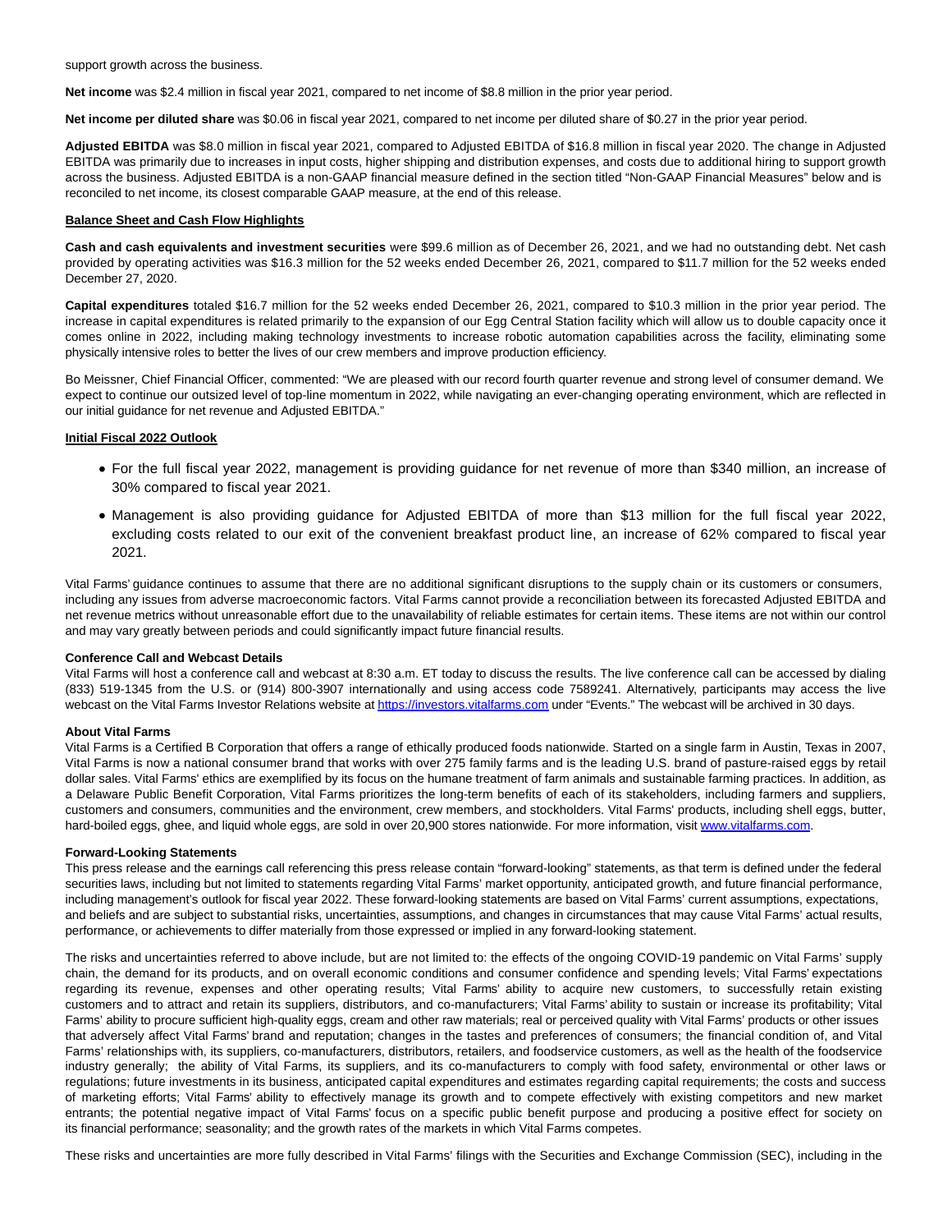support growth across the business.

**Net income** was $2.4 million in fiscal year 2021, compared to net income of $8.8 million in the prior year period.

**Net income per diluted share** was $0.06 in fiscal year 2021, compared to net income per diluted share of $0.27 in the prior year period.

**Adjusted EBITDA** was $8.0 million in fiscal year 2021, compared to Adjusted EBITDA of $16.8 million in fiscal year 2020. The change in Adjusted EBITDA was primarily due to increases in input costs, higher shipping and distribution expenses, and costs due to additional hiring to support growth across the business. Adjusted EBITDA is a non-GAAP financial measure defined in the section titled "Non-GAAP Financial Measures" below and is reconciled to net income, its closest comparable GAAP measure, at the end of this release.

**Balance Sheet and Cash Flow Highlights**

**Cash and cash equivalents and investment securities** were $99.6 million as of December 26, 2021, and we had no outstanding debt. Net cash provided by operating activities was $16.3 million for the 52 weeks ended December 26, 2021, compared to $11.7 million for the 52 weeks ended December 27, 2020.

**Capital expenditures** totaled $16.7 million for the 52 weeks ended December 26, 2021, compared to $10.3 million in the prior year period. The increase in capital expenditures is related primarily to the expansion of our Egg Central Station facility which will allow us to double capacity once it comes online in 2022, including making technology investments to increase robotic automation capabilities across the facility, eliminating some physically intensive roles to better the lives of our crew members and improve production efficiency.

Bo Meissner, Chief Financial Officer, commented: "We are pleased with our record fourth quarter revenue and strong level of consumer demand. We expect to continue our outsized level of top-line momentum in 2022, while navigating an ever-changing operating environment, which are reflected in our initial guidance for net revenue and Adjusted EBITDA."

**Initial Fiscal 2022 Outlook**

- For the full fiscal year 2022, management is providing guidance for net revenue of more than $340 million, an increase of 30% compared to fiscal year 2021.
- Management is also providing guidance for Adjusted EBITDA of more than $13 million for the full fiscal year 2022, excluding costs related to our exit of the convenient breakfast product line, an increase of 62% compared to fiscal year 2021.

Vital Farms' guidance continues to assume that there are no additional significant disruptions to the supply chain or its customers or consumers, including any issues from adverse macroeconomic factors. Vital Farms cannot provide a reconciliation between its forecasted Adjusted EBITDA and net revenue metrics without unreasonable effort due to the unavailability of reliable estimates for certain items. These items are not within our control and may vary greatly between periods and could significantly impact future financial results.

**Conference Call and Webcast Details**

Vital Farms will host a conference call and webcast at 8:30 a.m. ET today to discuss the results. The live conference call can be accessed by dialing (833) 519-1345 from the U.S. or (914) 800-3907 internationally and using access code 7589241. Alternatively, participants may access the live webcast on the Vital Farms Investor Relations website at https://investors.vitalfarms.com under "Events." The webcast will be archived in 30 days.

**About Vital Farms**

Vital Farms is a Certified B Corporation that offers a range of ethically produced foods nationwide. Started on a single farm in Austin, Texas in 2007, Vital Farms is now a national consumer brand that works with over 275 family farms and is the leading U.S. brand of pasture-raised eggs by retail dollar sales. Vital Farms' ethics are exemplified by its focus on the humane treatment of farm animals and sustainable farming practices. In addition, as a Delaware Public Benefit Corporation, Vital Farms prioritizes the long-term benefits of each of its stakeholders, including farmers and suppliers, customers and consumers, communities and the environment, crew members, and stockholders. Vital Farms' products, including shell eggs, butter, hard-boiled eggs, ghee, and liquid whole eggs, are sold in over 20,900 stores nationwide. For more information, visit www.vitalfarms.com.

**Forward-Looking Statements**

This press release and the earnings call referencing this press release contain "forward-looking" statements, as that term is defined under the federal securities laws, including but not limited to statements regarding Vital Farms' market opportunity, anticipated growth, and future financial performance, including management's outlook for fiscal year 2022. These forward-looking statements are based on Vital Farms' current assumptions, expectations, and beliefs and are subject to substantial risks, uncertainties, assumptions, and changes in circumstances that may cause Vital Farms' actual results, performance, or achievements to differ materially from those expressed or implied in any forward-looking statement.

The risks and uncertainties referred to above include, but are not limited to: the effects of the ongoing COVID-19 pandemic on Vital Farms' supply chain, the demand for its products, and on overall economic conditions and consumer confidence and spending levels; Vital Farms' expectations regarding its revenue, expenses and other operating results; Vital Farms' ability to acquire new customers, to successfully retain existing customers and to attract and retain its suppliers, distributors, and co-manufacturers; Vital Farms' ability to sustain or increase its profitability; Vital Farms' ability to procure sufficient high-quality eggs, cream and other raw materials; real or perceived quality with Vital Farms' products or other issues that adversely affect Vital Farms' brand and reputation; changes in the tastes and preferences of consumers; the financial condition of, and Vital Farms' relationships with, its suppliers, co-manufacturers, distributors, retailers, and foodservice customers, as well as the health of the foodservice industry generally; the ability of Vital Farms, its suppliers, and its co-manufacturers to comply with food safety, environmental or other laws or regulations; future investments in its business, anticipated capital expenditures and estimates regarding capital requirements; the costs and success of marketing efforts; Vital Farms' ability to effectively manage its growth and to compete effectively with existing competitors and new market entrants; the potential negative impact of Vital Farms' focus on a specific public benefit purpose and producing a positive effect for society on its financial performance; seasonality; and the growth rates of the markets in which Vital Farms competes.

These risks and uncertainties are more fully described in Vital Farms' filings with the Securities and Exchange Commission (SEC), including in the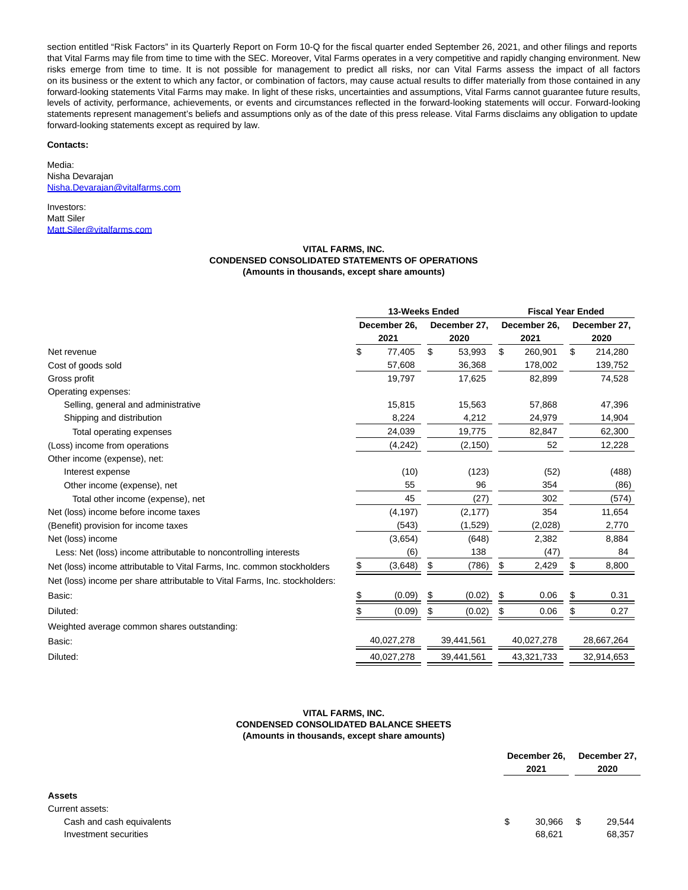section entitled "Risk Factors" in its Quarterly Report on Form 10-Q for the fiscal quarter ended September 26, 2021, and other filings and reports that Vital Farms may file from time to time with the SEC. Moreover, Vital Farms operates in a very competitive and rapidly changing environment. New risks emerge from time to time. It is not possible for management to predict all risks, nor can Vital Farms assess the impact of all factors on its business or the extent to which any factor, or combination of factors, may cause actual results to differ materially from those contained in any forward-looking statements Vital Farms may make. In light of these risks, uncertainties and assumptions, Vital Farms cannot guarantee future results, levels of activity, performance, achievements, or events and circumstances reflected in the forward-looking statements will occur. Forward-looking statements represent management's beliefs and assumptions only as of the date of this press release. Vital Farms disclaims any obligation to update forward-looking statements except as required by law.

**Contacts:**

Media:
Nisha Devarajan
Nisha.Devarajan@vitalfarms.com

Investors:
Matt Siler
Matt.Siler@vitalfarms.com

**VITAL FARMS, INC.**
**CONDENSED CONSOLIDATED STATEMENTS OF OPERATIONS**
**(Amounts in thousands, except share amounts)**

| | 13-Weeks Ended | | Fiscal Year Ended | |
|---|---|---|---|---|
| | December 26, 2021 | December 27, 2020 | December 26, 2021 | December 27, 2020 |
| Net revenue | $ 77,405 | $ 53,993 | $ 260,901 | $ 214,280 |
| Cost of goods sold | 57,608 | 36,368 | 178,002 | 139,752 |
| Gross profit | 19,797 | 17,625 | 82,899 | 74,528 |
| Operating expenses: | | | | |
| Selling, general and administrative | 15,815 | 15,563 | 57,868 | 47,396 |
| Shipping and distribution | 8,224 | 4,212 | 24,979 | 14,904 |
| Total operating expenses | 24,039 | 19,775 | 82,847 | 62,300 |
| (Loss) income from operations | (4,242) | (2,150) | 52 | 12,228 |
| Other income (expense), net: | | | | |
| Interest expense | (10) | (123) | (52) | (488) |
| Other income (expense), net | 55 | 96 | 354 | (86) |
| Total other income (expense), net | 45 | (27) | 302 | (574) |
| Net (loss) income before income taxes | (4,197) | (2,177) | 354 | 11,654 |
| (Benefit) provision for income taxes | (543) | (1,529) | (2,028) | 2,770 |
| Net (loss) income | (3,654) | (648) | 2,382 | 8,884 |
| Less: Net (loss) income attributable to noncontrolling interests | (6) | 138 | (47) | 84 |
| Net (loss) income attributable to Vital Farms, Inc. common stockholders | $ (3,648) | $ (786) | $ 2,429 | $ 8,800 |
| Net (loss) income per share attributable to Vital Farms, Inc. stockholders: | | | | |
| Basic: | $ (0.09) | $ (0.02) | $ 0.06 | $ 0.31 |
| Diluted: | $ (0.09) | $ (0.02) | $ 0.06 | $ 0.27 |
| Weighted average common shares outstanding: | | | | |
| Basic: | 40,027,278 | 39,441,561 | 40,027,278 | 28,667,264 |
| Diluted: | 40,027,278 | 39,441,561 | 43,321,733 | 32,914,653 |

**VITAL FARMS, INC.**
**CONDENSED CONSOLIDATED BALANCE SHEETS**
**(Amounts in thousands, except share amounts)**

| | December 26, 2021 | December 27, 2020 |
|---|---|---|
| **Assets** | | |
| Current assets: | | |
| Cash and cash equivalents | $ 30,966 | $ 29,544 |
| Investment securities | 68,621 | 68,357 |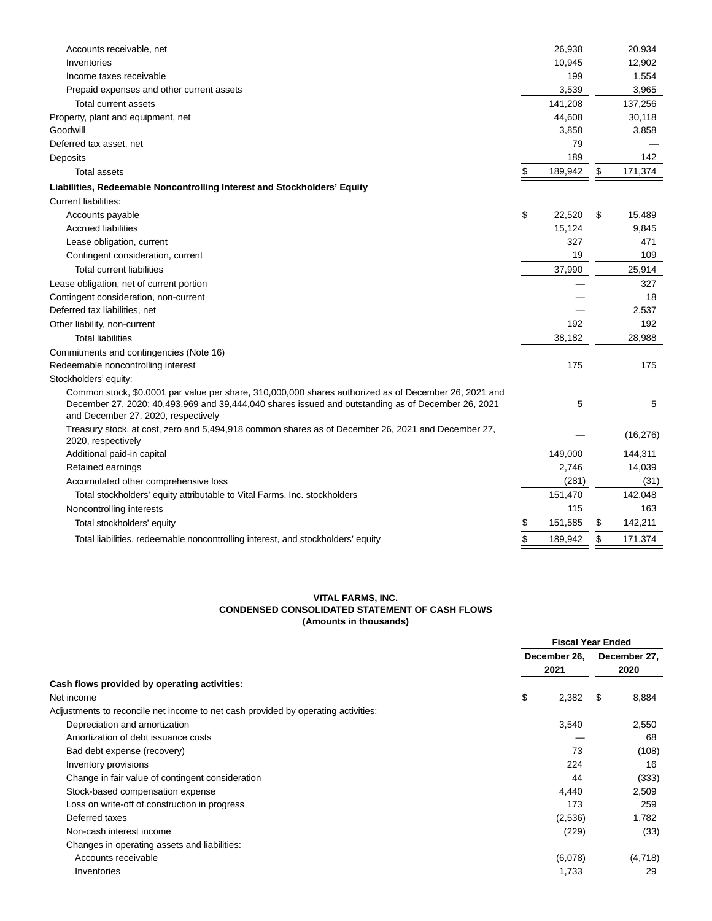| | | |
|---|---|---|
| Accounts receivable, net | 26,938 | 20,934 |
| Inventories | 10,945 | 12,902 |
| Income taxes receivable | 199 | 1,554 |
| Prepaid expenses and other current assets | 3,539 | 3,965 |
| Total current assets | 141,208 | 137,256 |
| Property, plant and equipment, net | 44,608 | 30,118 |
| Goodwill | 3,858 | 3,858 |
| Deferred tax asset, net | 79 | — |
| Deposits | 189 | 142 |
| Total assets | $ 189,942 | $ 171,374 |
| **Liabilities, Redeemable Noncontrolling Interest and Stockholders' Equity** | | |
| Current liabilities: | | |
| Accounts payable | $ 22,520 | $ 15,489 |
| Accrued liabilities | 15,124 | 9,845 |
| Lease obligation, current | 327 | 471 |
| Contingent consideration, current | 19 | 109 |
| Total current liabilities | 37,990 | 25,914 |
| Lease obligation, net of current portion | — | 327 |
| Contingent consideration, non-current | — | 18 |
| Deferred tax liabilities, net | — | 2,537 |
| Other liability, non-current | 192 | 192 |
| Total liabilities | 38,182 | 28,988 |
| Commitments and contingencies (Note 16) | | |
| Redeemable noncontrolling interest | 175 | 175 |
| Stockholders' equity: | | |
| Common stock, $0.0001 par value per share, 310,000,000 shares authorized as of December 26, 2021 and December 27, 2020; 40,493,969 and 39,444,040 shares issued and outstanding as of December 26, 2021 and December 27, 2020, respectively | 5 | 5 |
| Treasury stock, at cost, zero and 5,494,918 common shares as of December 26, 2021 and December 27, 2020, respectively | — | (16,276) |
| Additional paid-in capital | 149,000 | 144,311 |
| Retained earnings | 2,746 | 14,039 |
| Accumulated other comprehensive loss | (281) | (31) |
| Total stockholders' equity attributable to Vital Farms, Inc. stockholders | 151,470 | 142,048 |
| Noncontrolling interests | 115 | 163 |
| Total stockholders' equity | $ 151,585 | $ 142,211 |
| Total liabilities, redeemable noncontrolling interest, and stockholders' equity | $ 189,942 | $ 171,374 |

**VITAL FARMS, INC.**
**CONDENSED CONSOLIDATED STATEMENT OF CASH FLOWS**
**(Amounts in thousands)**

| | Fiscal Year Ended | |
|---|---|---|
| | December 26, 2021 | December 27, 2020 |
| **Cash flows provided by operating activities:** | | |
| Net income | $ 2,382 | $ 8,884 |
| Adjustments to reconcile net income to net cash provided by operating activities: | | |
| Depreciation and amortization | 3,540 | 2,550 |
| Amortization of debt issuance costs | — | 68 |
| Bad debt expense (recovery) | 73 | (108) |
| Inventory provisions | 224 | 16 |
| Change in fair value of contingent consideration | 44 | (333) |
| Stock-based compensation expense | 4,440 | 2,509 |
| Loss on write-off of construction in progress | 173 | 259 |
| Deferred taxes | (2,536) | 1,782 |
| Non-cash interest income | (229) | (33) |
| Changes in operating assets and liabilities: | | |
| Accounts receivable | (6,078) | (4,718) |
| Inventories | 1,733 | 29 |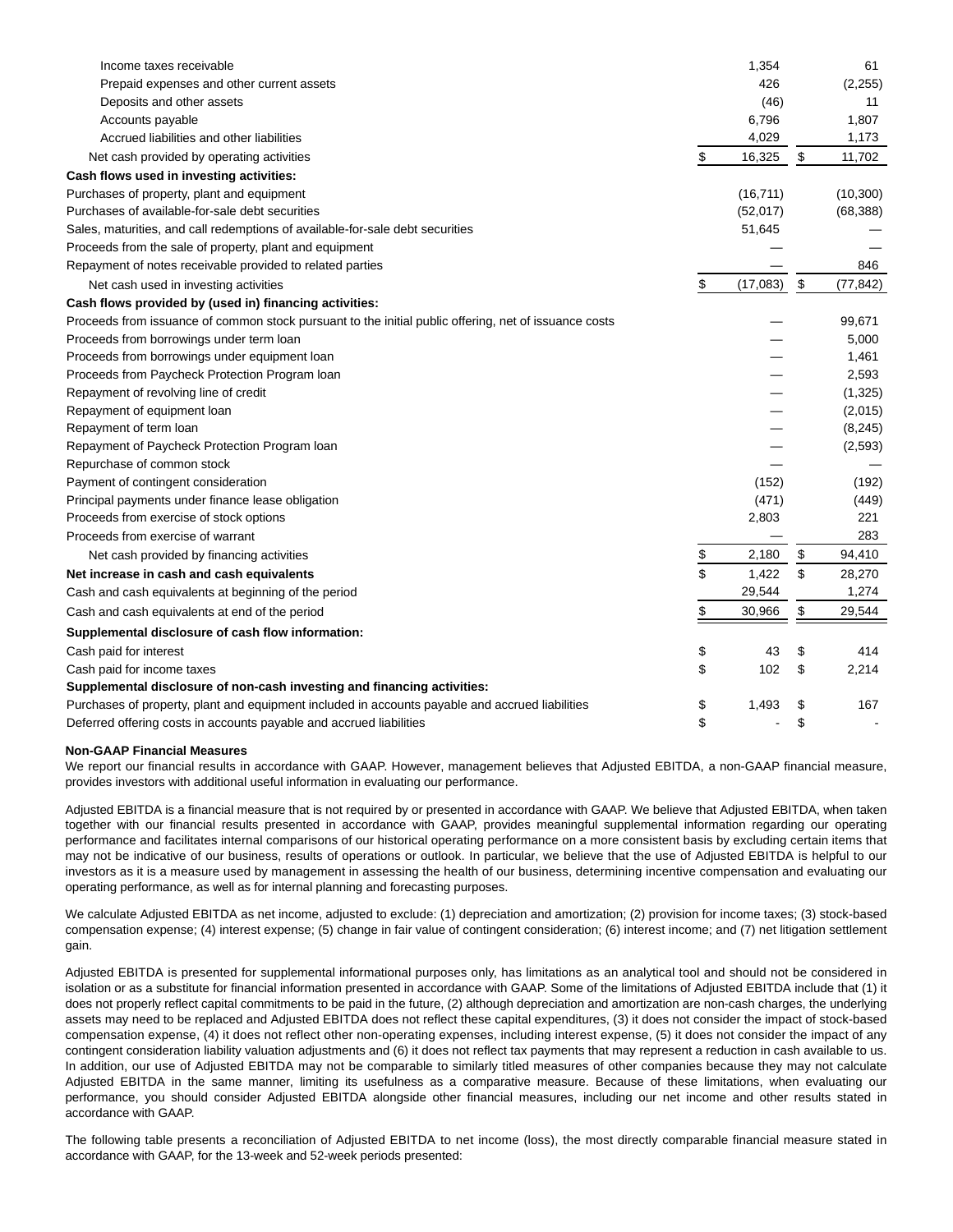| | | |
|---|---|---|
| Income taxes receivable | 1,354 | 61 |
| Prepaid expenses and other current assets | 426 | (2,255) |
| Deposits and other assets | (46) | 11 |
| Accounts payable | 6,796 | 1,807 |
| Accrued liabilities and other liabilities | 4,029 | 1,173 |
| Net cash provided by operating activities | $ 16,325 | $ 11,702 |
| **Cash flows used in investing activities:** | | |
| Purchases of property, plant and equipment | (16,711) | (10,300) |
| Purchases of available-for-sale debt securities | (52,017) | (68,388) |
| Sales, maturities, and call redemptions of available-for-sale debt securities | 51,645 | — |
| Proceeds from the sale of property, plant and equipment | — | — |
| Repayment of notes receivable provided to related parties | — | 846 |
| Net cash used in investing activities | $ (17,083) | $ (77,842) |
| **Cash flows provided by (used in) financing activities:** | | |
| Proceeds from issuance of common stock pursuant to the initial public offering, net of issuance costs | — | 99,671 |
| Proceeds from borrowings under term loan | — | 5,000 |
| Proceeds from borrowings under equipment loan | — | 1,461 |
| Proceeds from Paycheck Protection Program loan | — | 2,593 |
| Repayment of revolving line of credit | — | (1,325) |
| Repayment of equipment loan | — | (2,015) |
| Repayment of term loan | — | (8,245) |
| Repayment of Paycheck Protection Program loan | — | (2,593) |
| Repurchase of common stock | — | — |
| Payment of contingent consideration | (152) | (192) |
| Principal payments under finance lease obligation | (471) | (449) |
| Proceeds from exercise of stock options | 2,803 | 221 |
| Proceeds from exercise of warrant | — | 283 |
| Net cash provided by financing activities | $ 2,180 | $ 94,410 |
| **Net increase in cash and cash equivalents** | $ 1,422 | $ 28,270 |
| Cash and cash equivalents at beginning of the period | 29,544 | 1,274 |
| Cash and cash equivalents at end of the period | $ 30,966 | $ 29,544 |
| **Supplemental disclosure of cash flow information:** | | |
| Cash paid for interest | $ 43 | $ 414 |
| Cash paid for income taxes | $ 102 | $ 2,214 |
| **Supplemental disclosure of non-cash investing and financing activities:** | | |
| Purchases of property, plant and equipment included in accounts payable and accrued liabilities | $ 1,493 | $ 167 |
| Deferred offering costs in accounts payable and accrued liabilities | $ - | $ - |

**Non-GAAP Financial Measures**

We report our financial results in accordance with GAAP. However, management believes that Adjusted EBITDA, a non-GAAP financial measure, provides investors with additional useful information in evaluating our performance.

Adjusted EBITDA is a financial measure that is not required by or presented in accordance with GAAP. We believe that Adjusted EBITDA, when taken together with our financial results presented in accordance with GAAP, provides meaningful supplemental information regarding our operating performance and facilitates internal comparisons of our historical operating performance on a more consistent basis by excluding certain items that may not be indicative of our business, results of operations or outlook. In particular, we believe that the use of Adjusted EBITDA is helpful to our investors as it is a measure used by management in assessing the health of our business, determining incentive compensation and evaluating our operating performance, as well as for internal planning and forecasting purposes.

We calculate Adjusted EBITDA as net income, adjusted to exclude: (1) depreciation and amortization; (2) provision for income taxes; (3) stock-based compensation expense; (4) interest expense; (5) change in fair value of contingent consideration; (6) interest income; and (7) net litigation settlement gain.

Adjusted EBITDA is presented for supplemental informational purposes only, has limitations as an analytical tool and should not be considered in isolation or as a substitute for financial information presented in accordance with GAAP. Some of the limitations of Adjusted EBITDA include that (1) it does not properly reflect capital commitments to be paid in the future, (2) although depreciation and amortization are non-cash charges, the underlying assets may need to be replaced and Adjusted EBITDA does not reflect these capital expenditures, (3) it does not consider the impact of stock-based compensation expense, (4) it does not reflect other non-operating expenses, including interest expense, (5) it does not consider the impact of any contingent consideration liability valuation adjustments and (6) it does not reflect tax payments that may represent a reduction in cash available to us. In addition, our use of Adjusted EBITDA may not be comparable to similarly titled measures of other companies because they may not calculate Adjusted EBITDA in the same manner, limiting its usefulness as a comparative measure. Because of these limitations, when evaluating our performance, you should consider Adjusted EBITDA alongside other financial measures, including our net income and other results stated in accordance with GAAP.

The following table presents a reconciliation of Adjusted EBITDA to net income (loss), the most directly comparable financial measure stated in accordance with GAAP, for the 13-week and 52-week periods presented: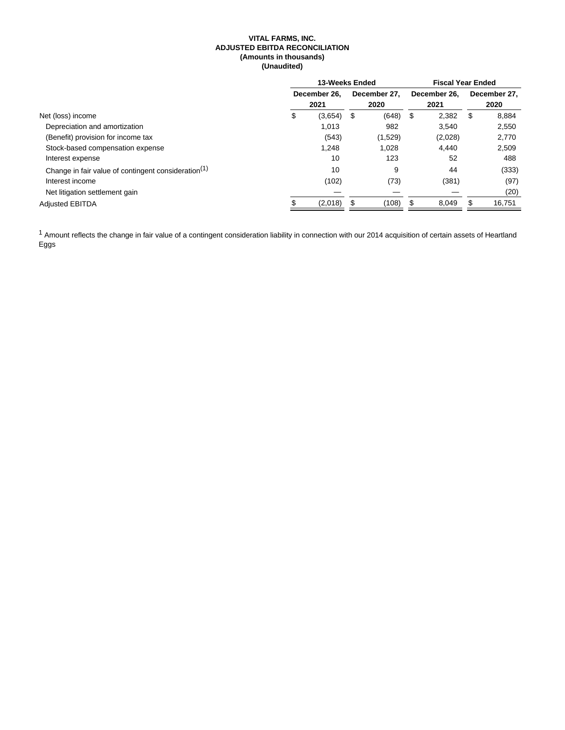**VITAL FARMS, INC.**
**ADJUSTED EBITDA RECONCILIATION**
**(Amounts in thousands)**
**(Unaudited)**

| | 13-Weeks Ended | | Fiscal Year Ended | |
|---|---|---|---|---|
| | December 26, 2021 | December 27, 2020 | December 26, 2021 | December 27, 2020 |
| Net (loss) income | $ (3,654) | $ (648) | $ 2,382 | $ 8,884 |
| Depreciation and amortization | 1,013 | 982 | 3,540 | 2,550 |
| (Benefit) provision for income tax | (543) | (1,529) | (2,028) | 2,770 |
| Stock-based compensation expense | 1,248 | 1,028 | 4,440 | 2,509 |
| Interest expense | 10 | 123 | 52 | 488 |
| Change in fair value of contingent consideration[(1)] | 10 | 9 | 44 | (333) |
| Interest income | (102) | (73) | (381) | (97) |
| Net litigation settlement gain | — | — | — | (20) |
| Adjusted EBITDA | $ (2,018) | $ (108) | $ 8,049 | $ 16,751 |

[1] Amount reflects the change in fair value of a contingent consideration liability in connection with our 2014 acquisition of certain assets of Heartland Eggs